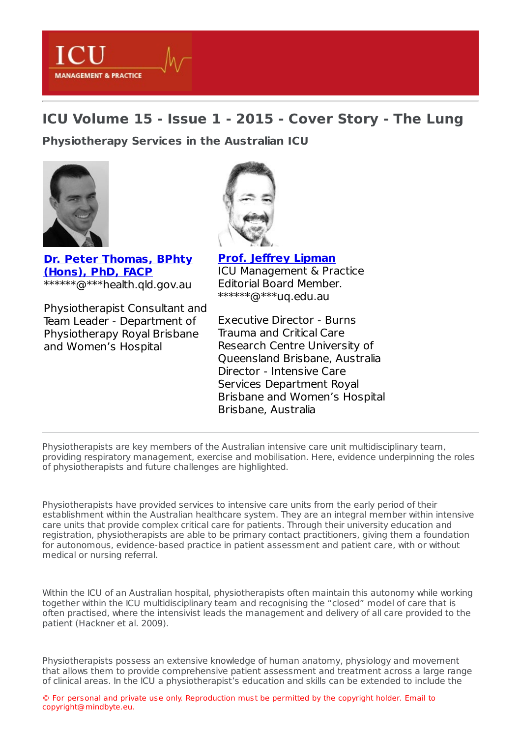# ICU Volume 15 - Issue 1 - 2015 - Cover Story - The Lung

## Physiotherapy Services in the Australian ICU

**Dr. Peter Thomas, BPhty (Hons), PhD, FACP**
******@***health.qld.gov.au

Physiotherapist Consultant and Team Leader - Department of Physiotherapy Royal Brisbane and Women's Hospital

**Prof. Jeffrey Lipman**
ICU Management & Practice Editorial Board Member.
******@***uq.edu.au

Executive Director - Burns Trauma and Critical Care Research Centre University of Queensland Brisbane, Australia
Director - Intensive Care Services Department Royal Brisbane and Women's Hospital Brisbane, Australia

---

Physiotherapists are key members of the Australian intensive care unit multidisciplinary team, providing respiratory management, exercise and mobilisation. Here, evidence underpinning the roles of physiotherapists and future challenges are highlighted.

Physiotherapists have provided services to intensive care units from the early period of their establishment within the Australian healthcare system. They are an integral member within intensive care units that provide complex critical care for patients. Through their university education and registration, physiotherapists are able to be primary contact practitioners, giving them a foundation for autonomous, evidence-based practice in patient assessment and patient care, with or without medical or nursing referral.

Within the ICU of an Australian hospital, physiotherapists often maintain this autonomy while working together within the ICU multidisciplinary team and recognising the "closed" model of care that is often practised, where the intensivist leads the management and delivery of all care provided to the patient (Hackner et al. 2009).

Physiotherapists possess an extensive knowledge of human anatomy, physiology and movement that allows them to provide comprehensive patient assessment and treatment across a large range of clinical areas. In the ICU a physiotherapist's education and skills can be extended to include the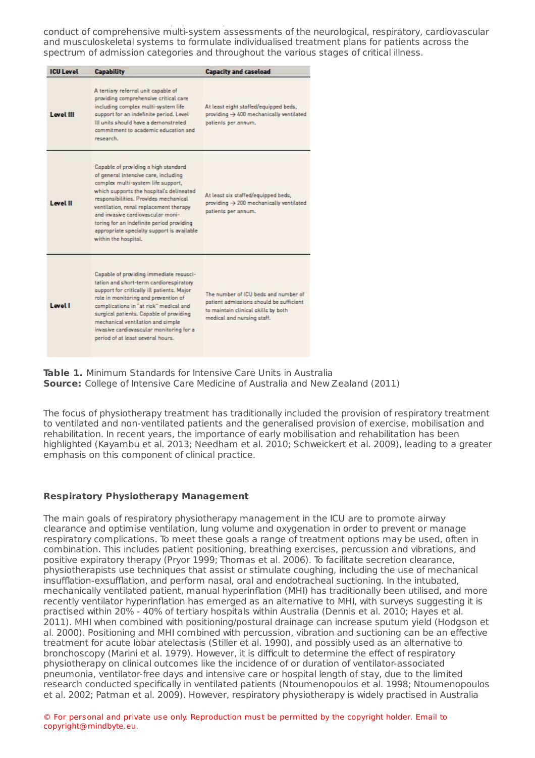conduct of comprehensive multi-system assessments of the neurological, respiratory, cardiovascular and musculoskeletal systems to formulate individualised treatment plans for patients across the spectrum of admission categories and throughout the various stages of critical illness.

| ICU Level | Capability | Capacity and caseload |
|---|---|---|
| Level III | A tertiary referral unit capable of providing comprehensive critical care including complex multi-system life support for an indefinite period. Level III units should have a demonstrated commitment to academic education and research. | At least eight staffed/equipped beds, providing → 400 mechanically ventilated patients per annum. |
| Level II | Capable of providing a high standard of general intensive care, including complex multi-system life support, which supports the hospital's delineated responsibilities. Provides mechanical ventilation, renal replacement therapy and invasive cardiovascular monitoring for an indefinite period providing appropriate specialty support is available within the hospital. | At least six staffed/equipped beds, providing → 200 mechanically ventilated patients per annum. |
| Level I | Capable of providing immediate resuscitation and short-term cardiorespiratory support for critically ill patients. Major role in monitoring and prevention of complications in "at risk" medical and surgical patients. Capable of providing mechanical ventilation and simple invasive cardiovascular monitoring for a period of at least several hours. | The number of ICU beds and number of patient admissions should be sufficient to maintain clinical skills by both medical and nursing staff. |

**Table 1.** Minimum Standards for Intensive Care Units in Australia
**Source:** College of Intensive Care Medicine of Australia and New Zealand (2011)

The focus of physiotherapy treatment has traditionally included the provision of respiratory treatment to ventilated and non-ventilated patients and the generalised provision of exercise, mobilisation and rehabilitation. In recent years, the importance of early mobilisation and rehabilitation has been highlighted (Kayambu et al. 2013; Needham et al. 2010; Schweickert et al. 2009), leading to a greater emphasis on this component of clinical practice.

**Respiratory Physiotherapy Management**

The main goals of respiratory physiotherapy management in the ICU are to promote airway clearance and optimise ventilation, lung volume and oxygenation in order to prevent or manage respiratory complications. To meet these goals a range of treatment options may be used, often in combination. This includes patient positioning, breathing exercises, percussion and vibrations, and positive expiratory therapy (Pryor 1999; Thomas et al. 2006). To facilitate secretion clearance, physiotherapists use techniques that assist or stimulate coughing, including the use of mechanical insufflation-exsufflation, and perform nasal, oral and endotracheal suctioning. In the intubated, mechanically ventilated patient, manual hyperinflation (MHI) has traditionally been utilised, and more recently ventilator hyperinflation has emerged as an alternative to MHI, with surveys suggesting it is practised within 20% - 40% of tertiary hospitals within Australia (Dennis et al. 2010; Hayes et al. 2011). MHI when combined with positioning/postural drainage can increase sputum yield (Hodgson et al. 2000). Positioning and MHI combined with percussion, vibration and suctioning can be an effective treatment for acute lobar atelectasis (Stiller et al. 1990), and possibly used as an alternative to bronchoscopy (Marini et al. 1979). However, it is difficult to determine the effect of respiratory physiotherapy on clinical outcomes like the incidence of or duration of ventilator-associated pneumonia, ventilator-free days and intensive care or hospital length of stay, due to the limited research conducted specifically in ventilated patients (Ntoumenopoulos et al. 1998; Ntoumenopoulos et al. 2002; Patman et al. 2009). However, respiratory physiotherapy is widely practised in Australia

© For personal and private use only. Reproduction must be permitted by the copyright holder. Email to copyright@mindbyte.eu.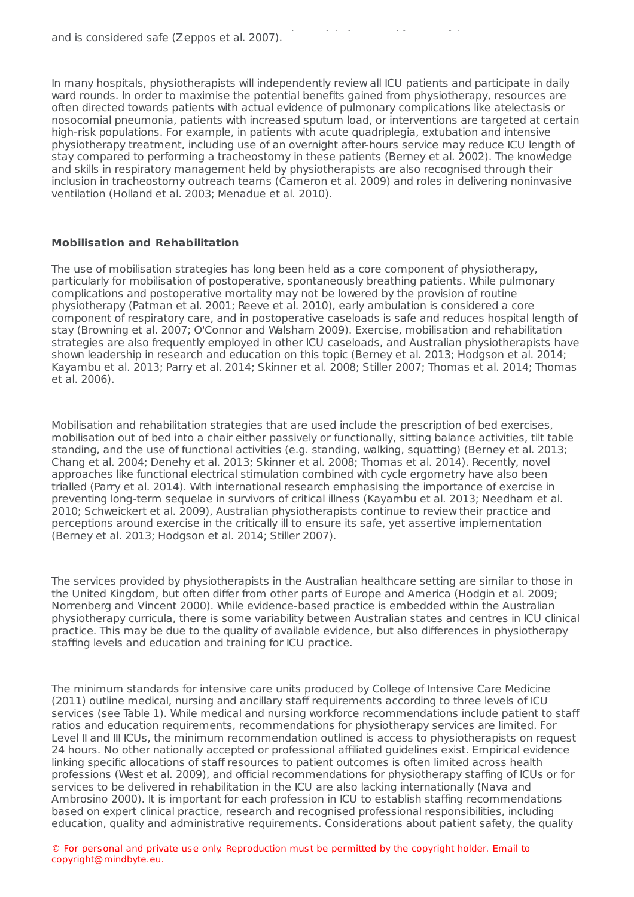and is considered safe (Zeppos et al. 2007).

In many hospitals, physiotherapists will independently review all ICU patients and participate in daily ward rounds. In order to maximise the potential benefits gained from physiotherapy, resources are often directed towards patients with actual evidence of pulmonary complications like atelectasis or nosocomial pneumonia, patients with increased sputum load, or interventions are targeted at certain high-risk populations. For example, in patients with acute quadriplegia, extubation and intensive physiotherapy treatment, including use of an overnight after-hours service may reduce ICU length of stay compared to performing a tracheostomy in these patients (Berney et al. 2002). The knowledge and skills in respiratory management held by physiotherapists are also recognised through their inclusion in tracheostomy outreach teams (Cameron et al. 2009) and roles in delivering noninvasive ventilation (Holland et al. 2003; Menadue et al. 2010).

**Mobilisation and Rehabilitation**

The use of mobilisation strategies has long been held as a core component of physiotherapy, particularly for mobilisation of postoperative, spontaneously breathing patients. While pulmonary complications and postoperative mortality may not be lowered by the provision of routine physiotherapy (Patman et al. 2001; Reeve et al. 2010), early ambulation is considered a core component of respiratory care, and in postoperative caseloads is safe and reduces hospital length of stay (Browning et al. 2007; O'Connor and Walsham 2009). Exercise, mobilisation and rehabilitation strategies are also frequently employed in other ICU caseloads, and Australian physiotherapists have shown leadership in research and education on this topic (Berney et al. 2013; Hodgson et al. 2014; Kayambu et al. 2013; Parry et al. 2014; Skinner et al. 2008; Stiller 2007; Thomas et al. 2014; Thomas et al. 2006).

Mobilisation and rehabilitation strategies that are used include the prescription of bed exercises, mobilisation out of bed into a chair either passively or functionally, sitting balance activities, tilt table standing, and the use of functional activities (e.g. standing, walking, squatting) (Berney et al. 2013; Chang et al. 2004; Denehy et al. 2013; Skinner et al. 2008; Thomas et al. 2014). Recently, novel approaches like functional electrical stimulation combined with cycle ergometry have also been trialled (Parry et al. 2014). With international research emphasising the importance of exercise in preventing long-term sequelae in survivors of critical illness (Kayambu et al. 2013; Needham et al. 2010; Schweickert et al. 2009), Australian physiotherapists continue to review their practice and perceptions around exercise in the critically ill to ensure its safe, yet assertive implementation (Berney et al. 2013; Hodgson et al. 2014; Stiller 2007).

The services provided by physiotherapists in the Australian healthcare setting are similar to those in the United Kingdom, but often differ from other parts of Europe and America (Hodgin et al. 2009; Norrenberg and Vincent 2000). While evidence-based practice is embedded within the Australian physiotherapy curricula, there is some variability between Australian states and centres in ICU clinical practice. This may be due to the quality of available evidence, but also differences in physiotherapy staffing levels and education and training for ICU practice.

The minimum standards for intensive care units produced by College of Intensive Care Medicine (2011) outline medical, nursing and ancillary staff requirements according to three levels of ICU services (see Table 1). While medical and nursing workforce recommendations include patient to staff ratios and education requirements, recommendations for physiotherapy services are limited. For Level II and III ICUs, the minimum recommendation outlined is access to physiotherapists on request 24 hours. No other nationally accepted or professional affiliated guidelines exist. Empirical evidence linking specific allocations of staff resources to patient outcomes is often limited across health professions (West et al. 2009), and official recommendations for physiotherapy staffing of ICUs or for services to be delivered in rehabilitation in the ICU are also lacking internationally (Nava and Ambrosino 2000). It is important for each profession in ICU to establish staffing recommendations based on expert clinical practice, research and recognised professional responsibilities, including education, quality and administrative requirements. Considerations about patient safety, the quality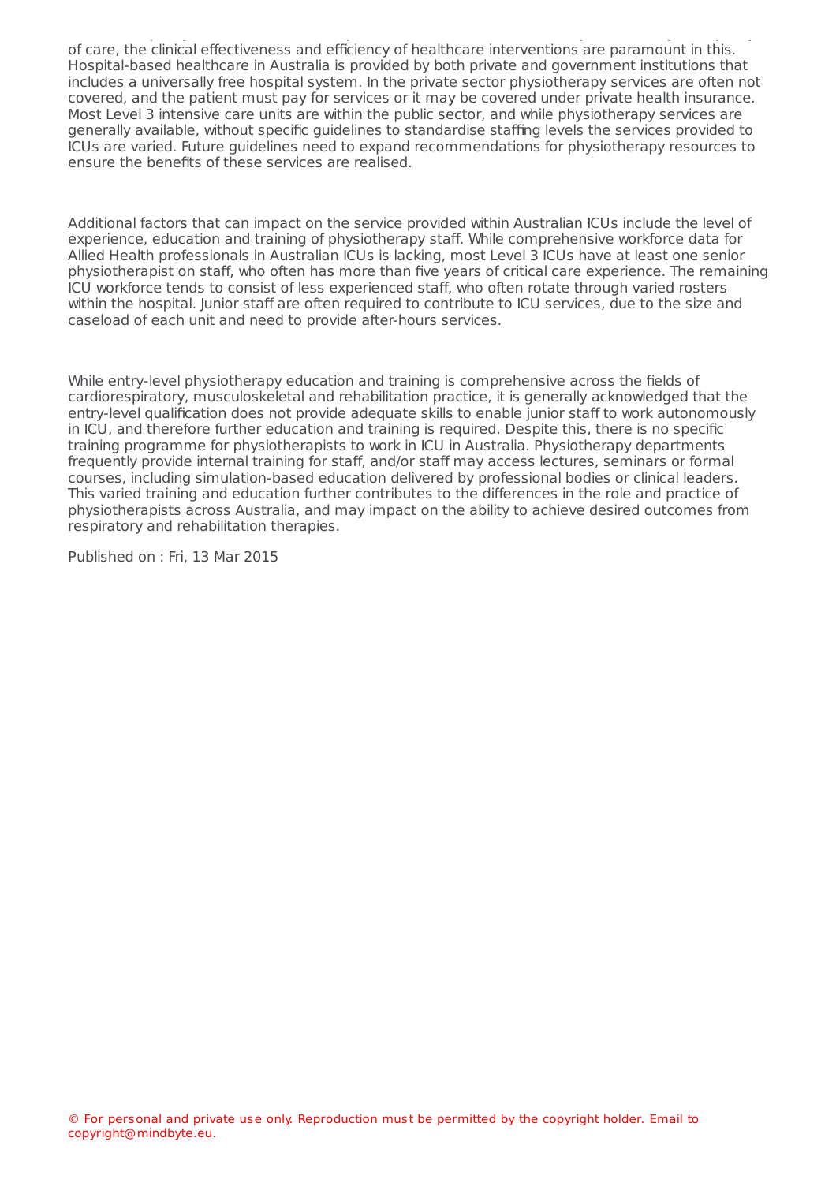of care, the clinical effectiveness and efficiency of healthcare interventions are paramount in this. Hospital-based healthcare in Australia is provided by both private and government institutions that includes a universally free hospital system. In the private sector physiotherapy services are often not covered, and the patient must pay for services or it may be covered under private health insurance. Most Level 3 intensive care units are within the public sector, and while physiotherapy services are generally available, without specific guidelines to standardise staffing levels the services provided to ICUs are varied. Future guidelines need to expand recommendations for physiotherapy resources to ensure the benefits of these services are realised.

Additional factors that can impact on the service provided within Australian ICUs include the level of experience, education and training of physiotherapy staff. While comprehensive workforce data for Allied Health professionals in Australian ICUs is lacking, most Level 3 ICUs have at least one senior physiotherapist on staff, who often has more than five years of critical care experience. The remaining ICU workforce tends to consist of less experienced staff, who often rotate through varied rosters within the hospital. Junior staff are often required to contribute to ICU services, due to the size and caseload of each unit and need to provide after-hours services.

While entry-level physiotherapy education and training is comprehensive across the fields of cardiorespiratory, musculoskeletal and rehabilitation practice, it is generally acknowledged that the entry-level qualification does not provide adequate skills to enable junior staff to work autonomously in ICU, and therefore further education and training is required. Despite this, there is no specific training programme for physiotherapists to work in ICU in Australia. Physiotherapy departments frequently provide internal training for staff, and/or staff may access lectures, seminars or formal courses, including simulation-based education delivered by professional bodies or clinical leaders. This varied training and education further contributes to the differences in the role and practice of physiotherapists across Australia, and may impact on the ability to achieve desired outcomes from respiratory and rehabilitation therapies.

Published on : Fri, 13 Mar 2015

© For personal and private use only. Reproduction must be permitted by the copyright holder. Email to copyright@mindbyte.eu.